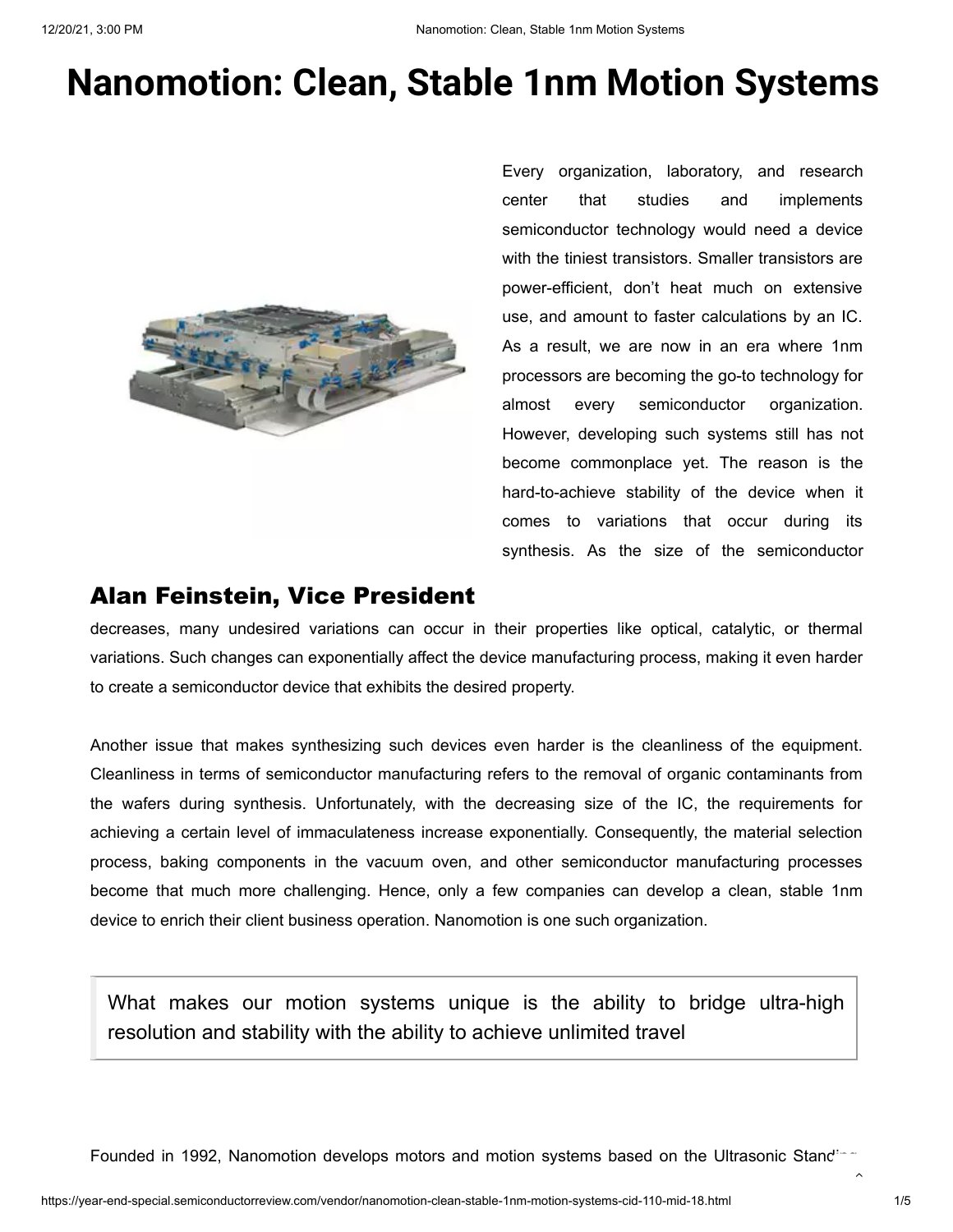# Nanomotion: Clean, Stable 1nm Motion Systems

Every organization, laboratory, and research center that studies and implements semiconductor technology would need a device with the tiniest transistors. Smaller transistors are power-efficient, don't heat much on extensive use, and amount to faster calculations by an IC. As a result, we are now in an era where 1nm processors are becoming the go-to technology for almost every semiconductor organization. However, developing such systems still has not become commonplace yet. The reason is the hard-to-achieve stability of the device when it comes to variations that occur during its synthesis. As the size of the semiconductor

## Alan Feinstein, Vice President

decreases, many undesired variations can occur in their properties like optical, catalytic, or thermal variations. Such changes can exponentially affect the device manufacturing process, making it even harder to create a semiconductor device that exhibits the desired property.

Another issue that makes synthesizing such devices even harder is the cleanliness of the equipment. Cleanliness in terms of semiconductor manufacturing refers to the removal of organic contaminants from the wafers during synthesis. Unfortunately, with the decreasing size of the IC, the requirements for achieving a certain level of immaculateness increase exponentially. Consequently, the material selection process, baking components in the vacuum oven, and other semiconductor manufacturing processes become that much more challenging. Hence, only a few companies can develop a clean, stable 1nm device to enrich their client business operation. Nanomotion is one such organization.

> What makes our motion systems unique is the ability to bridge ultra-high resolution and stability with the ability to achieve unlimited travel

Founded in 1992, Nanomotion develops motors and motion systems based on the Ultrasonic Standing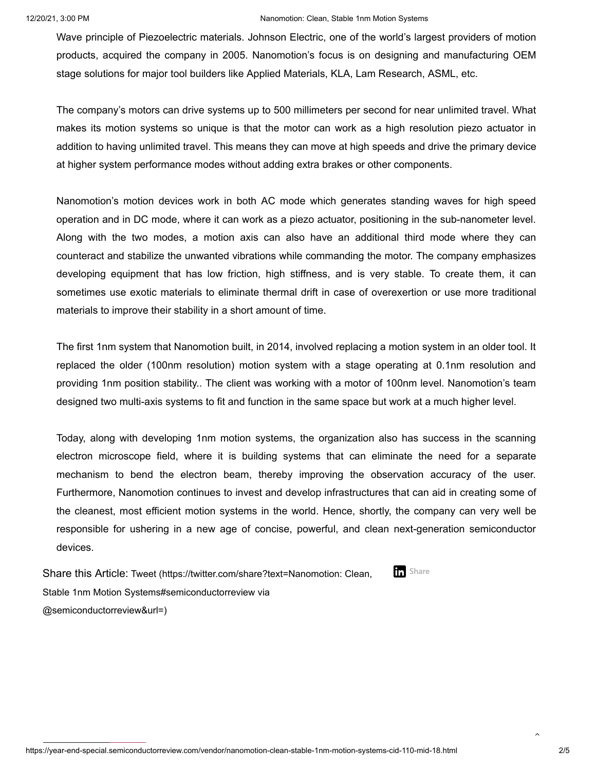Wave principle of Piezoelectric materials. Johnson Electric, one of the world's largest providers of motion products, acquired the company in 2005. Nanomotion's focus is on designing and manufacturing OEM stage solutions for major tool builders like Applied Materials, KLA, Lam Research, ASML, etc.

The company's motors can drive systems up to 500 millimeters per second for near unlimited travel. What makes its motion systems so unique is that the motor can work as a high resolution piezo actuator in addition to having unlimited travel. This means they can move at high speeds and drive the primary device at higher system performance modes without adding extra brakes or other components.

Nanomotion's motion devices work in both AC mode which generates standing waves for high speed operation and in DC mode, where it can work as a piezo actuator, positioning in the sub-nanometer level. Along with the two modes, a motion axis can also have an additional third mode where they can counteract and stabilize the unwanted vibrations while commanding the motor. The company emphasizes developing equipment that has low friction, high stiffness, and is very stable. To create them, it can sometimes use exotic materials to eliminate thermal drift in case of overexertion or use more traditional materials to improve their stability in a short amount of time.

The first 1nm system that Nanomotion built, in 2014, involved replacing a motion system in an older tool. It replaced the older (100nm resolution) motion system with a stage operating at 0.1nm resolution and providing 1nm position stability.. The client was working with a motor of 100nm level. Nanomotion's team designed two multi-axis systems to fit and function in the same space but work at a much higher level.

Today, along with developing 1nm motion systems, the organization also has success in the scanning electron microscope field, where it is building systems that can eliminate the need for a separate mechanism to bend the electron beam, thereby improving the observation accuracy of the user. Furthermore, Nanomotion continues to invest and develop infrastructures that can aid in creating some of the cleanest, most efficient motion systems in the world. Hence, shortly, the company can very well be responsible for ushering in a new age of concise, powerful, and clean next-generation semiconductor devices.

Share this Article: Tweet (https://twitter.com/share?text=Nanomotion: Clean, Stable 1nm Motion Systems#semiconductorreview via @semiconductorreview&url=) Share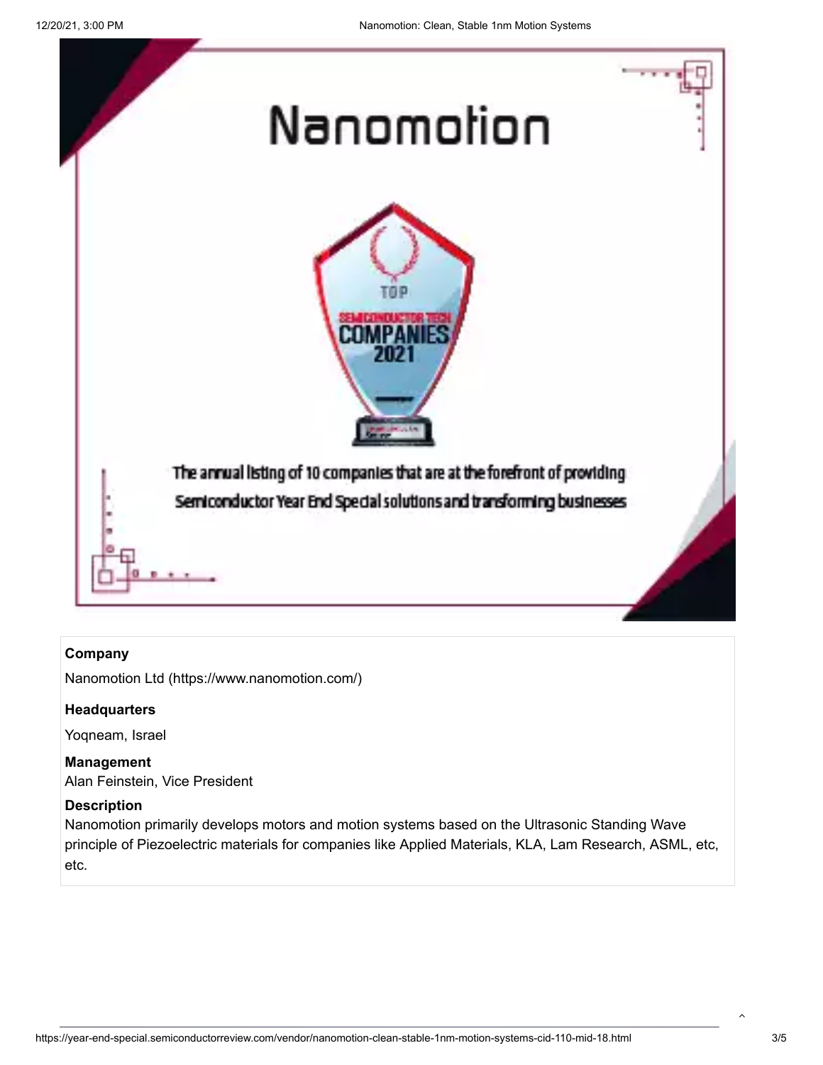# Nanomotion

TOP SEMICONDUCTOR TECH COMPANIES 2021

The annual listing of 10 companies that are at the forefront of providing Semiconductor Year End Special solutions and transforming businesses

**Company**

Nanomotion Ltd (https://www.nanomotion.com/)

**Headquarters**

Yoqneam, Israel

**Management**

Alan Feinstein, Vice President

**Description**

Nanomotion primarily develops motors and motion systems based on the Ultrasonic Standing Wave principle of Piezoelectric materials for companies like Applied Materials, KLA, Lam Research, ASML, etc, etc.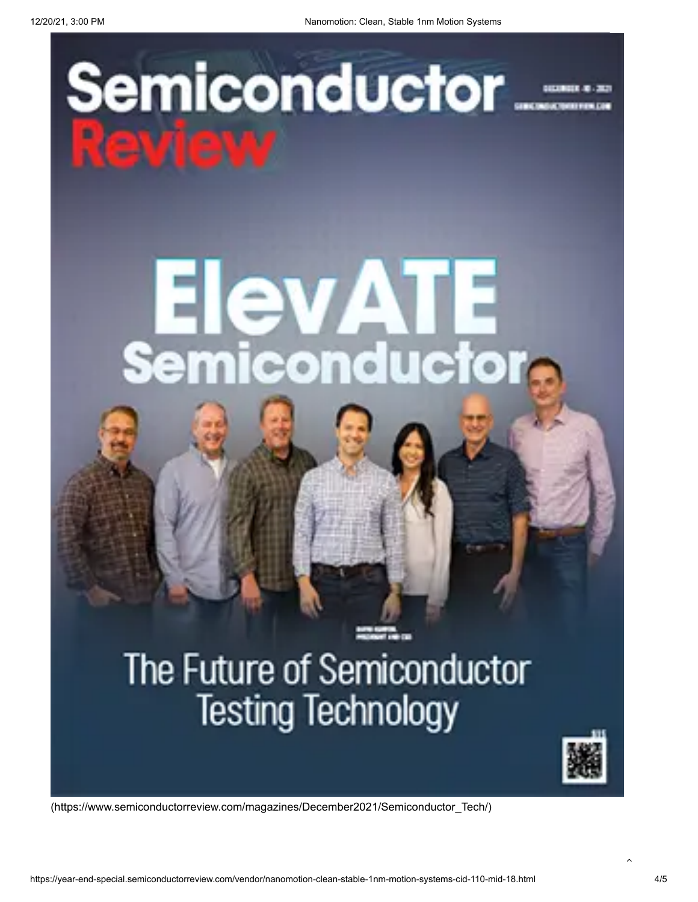# Semiconductor Review

DECEMBER - 2021

SEMICONDUCTORREVIEW.COM

# ElevATE Semiconductor

## The Future of Semiconductor Testing Technology

(https://www.semiconductorreview.com/magazines/December2021/Semiconductor_Tech/)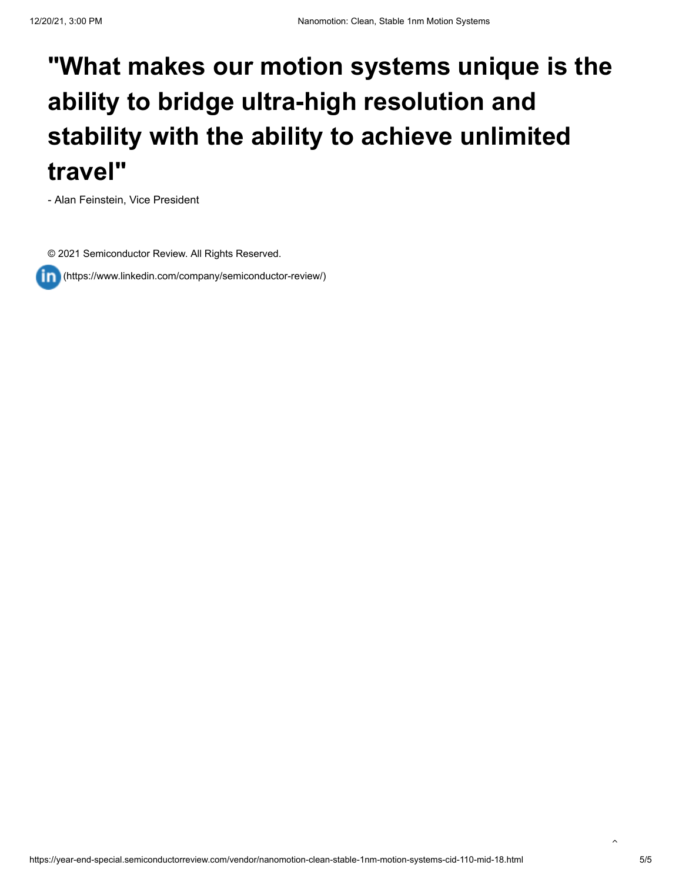# "What makes our motion systems unique is the ability to bridge ultra-high resolution and stability with the ability to achieve unlimited travel"

- Alan Feinstein, Vice President

© 2021 Semiconductor Review. All Rights Reserved.

(https://www.linkedin.com/company/semiconductor-review/)